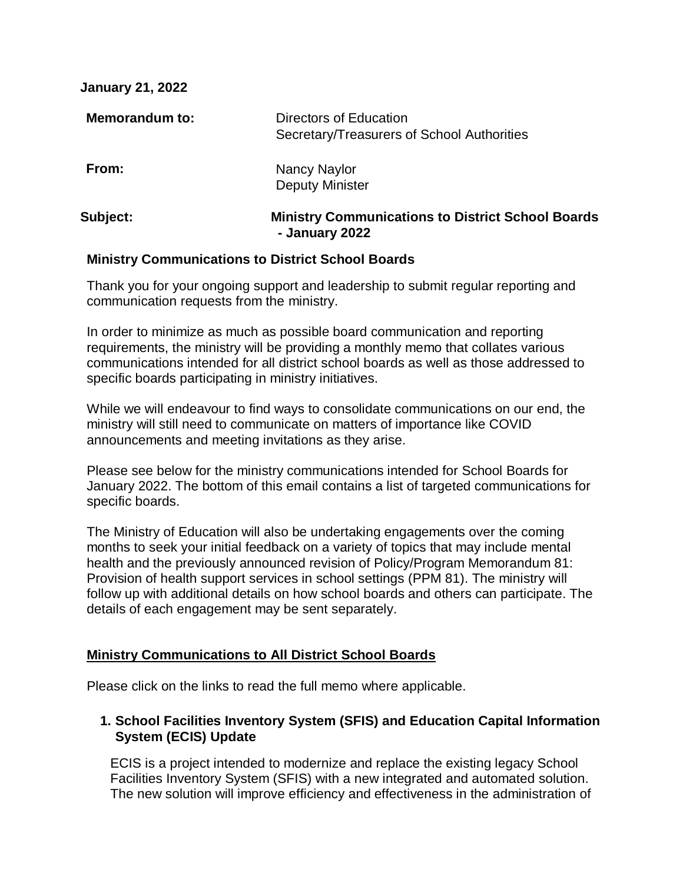**January 21, 2022**

**Memorandum to:** Directors of Education
Secretary/Treasurers of School Authorities

**From:** Nancy Naylor
Deputy Minister

**Subject:** **Ministry Communications to District School Boards - January 2022**

**Ministry Communications to District School Boards**

Thank you for your ongoing support and leadership to submit regular reporting and communication requests from the ministry.

In order to minimize as much as possible board communication and reporting requirements, the ministry will be providing a monthly memo that collates various communications intended for all district school boards as well as those addressed to specific boards participating in ministry initiatives.

While we will endeavour to find ways to consolidate communications on our end, the ministry will still need to communicate on matters of importance like COVID announcements and meeting invitations as they arise.

Please see below for the ministry communications intended for School Boards for January 2022. The bottom of this email contains a list of targeted communications for specific boards.

The Ministry of Education will also be undertaking engagements over the coming months to seek your initial feedback on a variety of topics that may include mental health and the previously announced revision of Policy/Program Memorandum 81: Provision of health support services in school settings (PPM 81). The ministry will follow up with additional details on how school boards and others can participate. The details of each engagement may be sent separately.

## Ministry Communications to All District School Boards

Please click on the links to read the full memo where applicable.

### 1. School Facilities Inventory System (SFIS) and Education Capital Information System (ECIS) Update

ECIS is a project intended to modernize and replace the existing legacy School Facilities Inventory System (SFIS) with a new integrated and automated solution. The new solution will improve efficiency and effectiveness in the administration of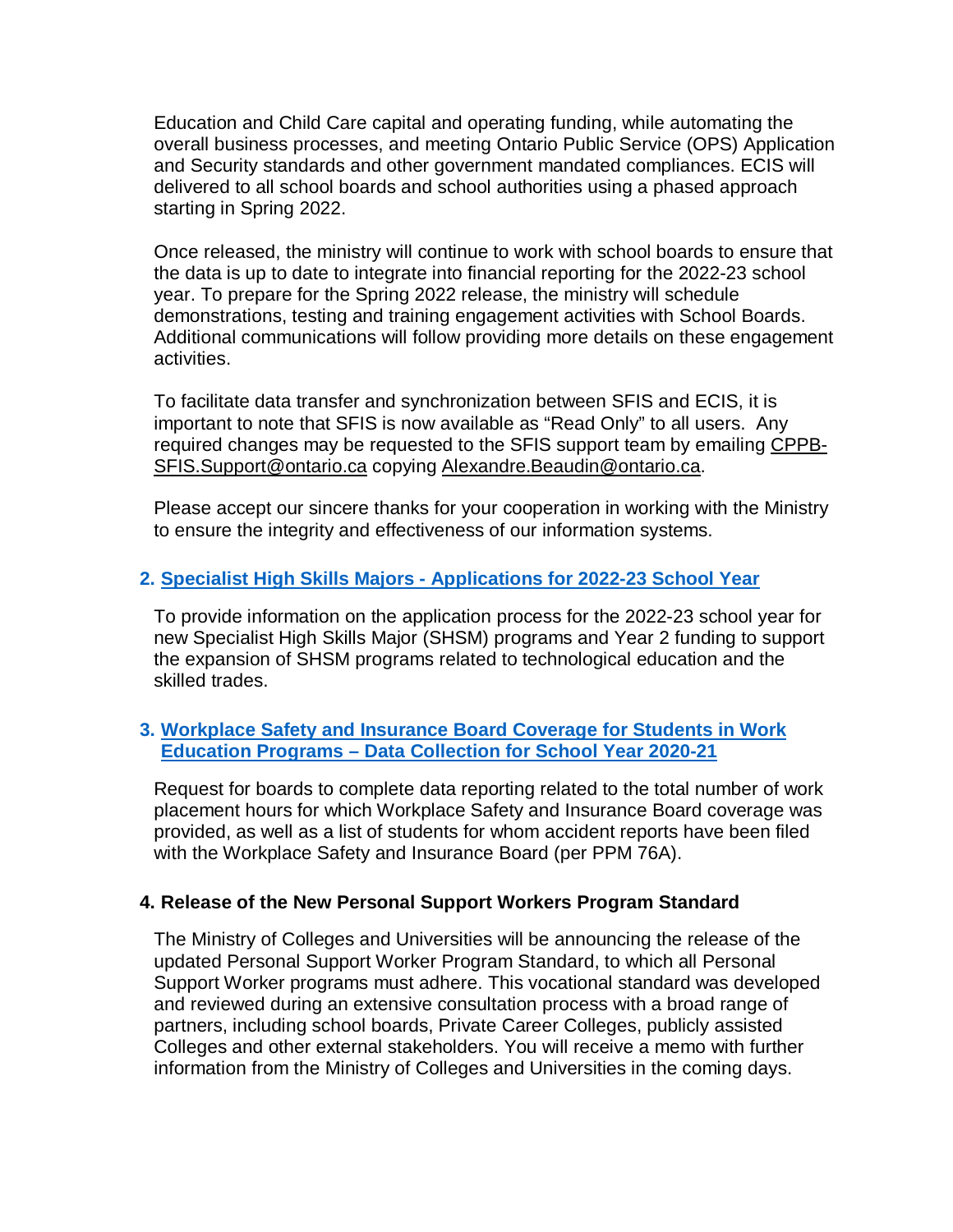Education and Child Care capital and operating funding, while automating the overall business processes, and meeting Ontario Public Service (OPS) Application and Security standards and other government mandated compliances. ECIS will delivered to all school boards and school authorities using a phased approach starting in Spring 2022.

Once released, the ministry will continue to work with school boards to ensure that the data is up to date to integrate into financial reporting for the 2022-23 school year. To prepare for the Spring 2022 release, the ministry will schedule demonstrations, testing and training engagement activities with School Boards. Additional communications will follow providing more details on these engagement activities.

To facilitate data transfer and synchronization between SFIS and ECIS, it is important to note that SFIS is now available as "Read Only" to all users. Any required changes may be requested to the SFIS support team by emailing CPPB-SFIS.Support@ontario.ca copying Alexandre.Beaudin@ontario.ca.

Please accept our sincere thanks for your cooperation in working with the Ministry to ensure the integrity and effectiveness of our information systems.

**2. Specialist High Skills Majors - Applications for 2022-23 School Year**

To provide information on the application process for the 2022-23 school year for new Specialist High Skills Major (SHSM) programs and Year 2 funding to support the expansion of SHSM programs related to technological education and the skilled trades.

**3. Workplace Safety and Insurance Board Coverage for Students in Work Education Programs – Data Collection for School Year 2020-21**

Request for boards to complete data reporting related to the total number of work placement hours for which Workplace Safety and Insurance Board coverage was provided, as well as a list of students for whom accident reports have been filed with the Workplace Safety and Insurance Board (per PPM 76A).

**4. Release of the New Personal Support Workers Program Standard**

The Ministry of Colleges and Universities will be announcing the release of the updated Personal Support Worker Program Standard, to which all Personal Support Worker programs must adhere. This vocational standard was developed and reviewed during an extensive consultation process with a broad range of partners, including school boards, Private Career Colleges, publicly assisted Colleges and other external stakeholders. You will receive a memo with further information from the Ministry of Colleges and Universities in the coming days.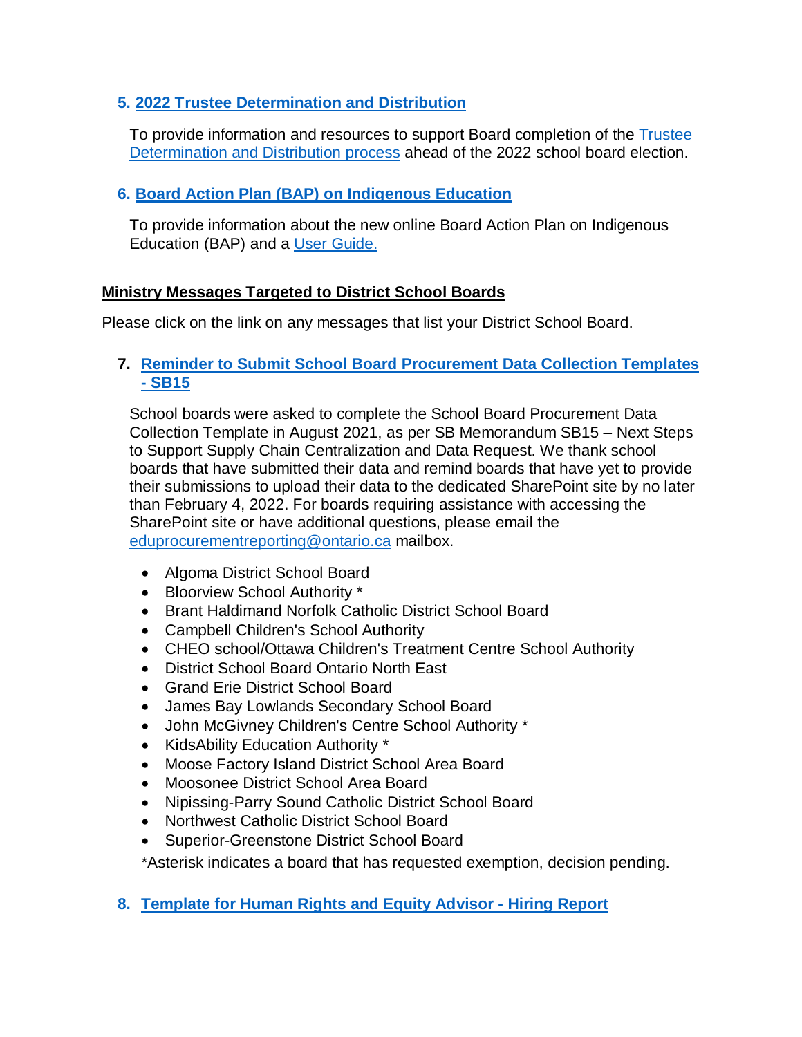5. **2022 Trustee Determination and Distribution**

   To provide information and resources to support Board completion of the Trustee Determination and Distribution process ahead of the 2022 school board election.

6. **Board Action Plan (BAP) on Indigenous Education**

   To provide information about the new online Board Action Plan on Indigenous Education (BAP) and a User Guide.

**Ministry Messages Targeted to District School Boards**

Please click on the link on any messages that list your District School Board.

7. **Reminder to Submit School Board Procurement Data Collection Templates - SB15**

   School boards were asked to complete the School Board Procurement Data Collection Template in August 2021, as per SB Memorandum SB15 – Next Steps to Support Supply Chain Centralization and Data Request. We thank school boards that have submitted their data and remind boards that have yet to provide their submissions to upload their data to the dedicated SharePoint site by no later than February 4, 2022. For boards requiring assistance with accessing the SharePoint site or have additional questions, please email the eduprocurementreporting@ontario.ca mailbox.

   - Algoma District School Board
   - Bloorview School Authority *
   - Brant Haldimand Norfolk Catholic District School Board
   - Campbell Children's School Authority
   - CHEO school/Ottawa Children's Treatment Centre School Authority
   - District School Board Ontario North East
   - Grand Erie District School Board
   - James Bay Lowlands Secondary School Board
   - John McGivney Children's Centre School Authority *
   - KidsAbility Education Authority *
   - Moose Factory Island District School Area Board
   - Moosonee District School Area Board
   - Nipissing-Parry Sound Catholic District School Board
   - Northwest Catholic District School Board
   - Superior-Greenstone District School Board

   *Asterisk indicates a board that has requested exemption, decision pending.

8. **Template for Human Rights and Equity Advisor - Hiring Report**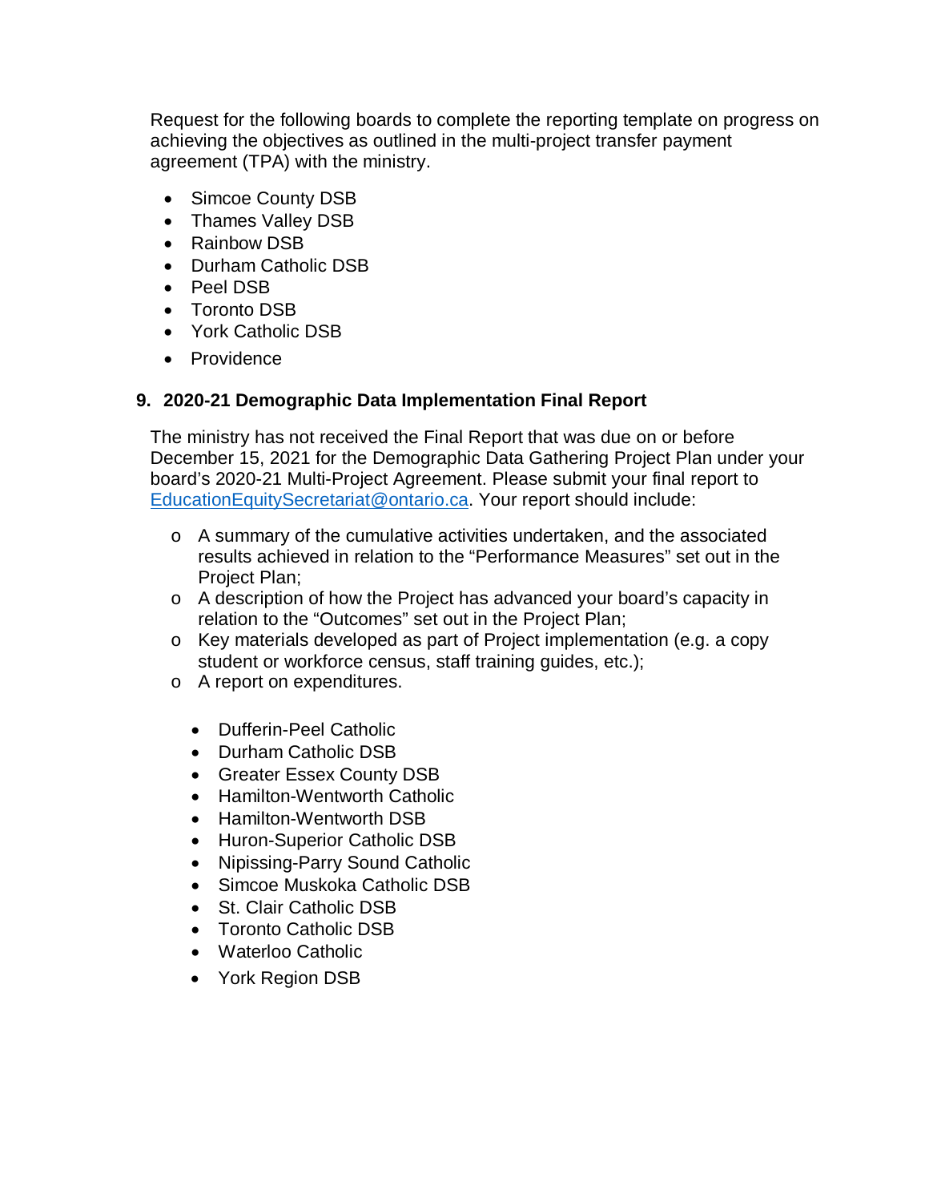Request for the following boards to complete the reporting template on progress on achieving the objectives as outlined in the multi-project transfer payment agreement (TPA) with the ministry.

- Simcoe County DSB
- Thames Valley DSB
- Rainbow DSB
- Durham Catholic DSB
- Peel DSB
- Toronto DSB
- York Catholic DSB
- Providence

## 9. 2020-21 Demographic Data Implementation Final Report

The ministry has not received the Final Report that was due on or before December 15, 2021 for the Demographic Data Gathering Project Plan under your board's 2020-21 Multi-Project Agreement. Please submit your final report to EducationEquitySecretariat@ontario.ca. Your report should include:

- A summary of the cumulative activities undertaken, and the associated results achieved in relation to the "Performance Measures" set out in the Project Plan;
- A description of how the Project has advanced your board's capacity in relation to the "Outcomes" set out in the Project Plan;
- Key materials developed as part of Project implementation (e.g. a copy student or workforce census, staff training guides, etc.);
- A report on expenditures.

  - Dufferin-Peel Catholic
  - Durham Catholic DSB
  - Greater Essex County DSB
  - Hamilton-Wentworth Catholic
  - Hamilton-Wentworth DSB
  - Huron-Superior Catholic DSB
  - Nipissing-Parry Sound Catholic
  - Simcoe Muskoka Catholic DSB
  - St. Clair Catholic DSB
  - Toronto Catholic DSB
  - Waterloo Catholic
  - York Region DSB